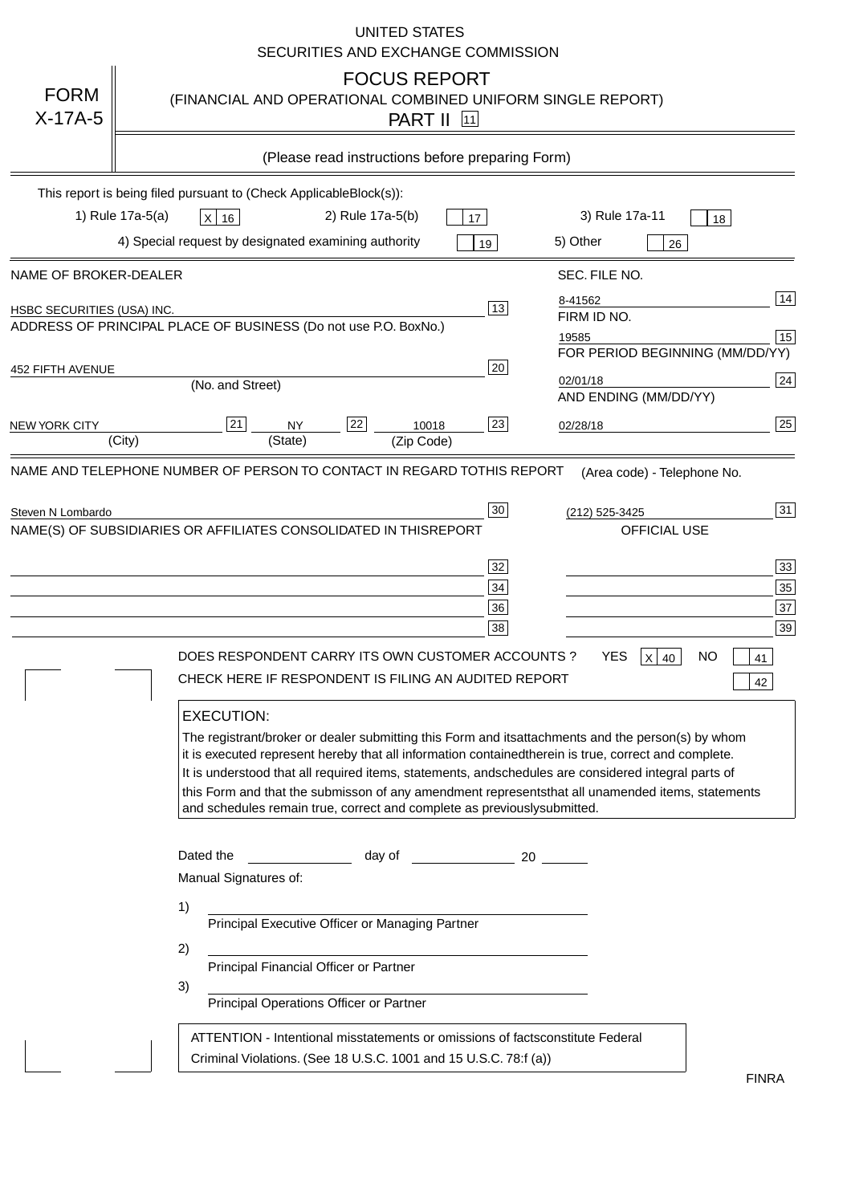UNITED STATES

SECURITIES AND EXCHANGE COMMISSION

# FORM X-17A-5

## FOCUS REPORT

(FINANCIAL AND OPERATIONAL COMBINED UNIFORM SINGLE REPORT)

PART II [11]

(Please read instructions before preparing Form)

This report is being filed pursuant to (Check ApplicableBlock(s)):

1) Rule 17a-5(a) [X] [16]    2) Rule 17a-5(b) [ ] [17]    3) Rule 17a-11 [ ] [18]

4) Special request by designated examining authority [ ] [19]    5) Other [ ] [26]

| NAME OF BROKER-DEALER | | SEC. FILE NO. | |
|---|---|---|---|
| HSBC SECURITIES (USA) INC. | 13 | 8-41562 | 14 |
| ADDRESS OF PRINCIPAL PLACE OF BUSINESS (Do not use P.O. BoxNo.) | | FIRM ID NO. | |
| | | 19585 | 15 |
| | | FOR PERIOD BEGINNING (MM/DD/YY) | |
| 452 FIFTH AVENUE (No. and Street) | 20 | 02/01/18 | 24 |
| | | AND ENDING (MM/DD/YY) | |
| NEW YORK CITY (City) [21] NY (State) [22] 10018 (Zip Code) | 23 | 02/28/18 | 25 |

NAME AND TELEPHONE NUMBER OF PERSON TO CONTACT IN REGARD TOTHIS REPORT    (Area code) - Telephone No.

Steven N Lombardo [30]    (212) 525-3425 [31]

NAME(S) OF SUBSIDIARIES OR AFFILIATES CONSOLIDATED IN THISREPORT    OFFICIAL USE

| | | | |
|---|---|---|---|
| | 32 | | 33 |
| | 34 | | 35 |
| | 36 | | 37 |
| | 38 | | 39 |

DOES RESPONDENT CARRY ITS OWN CUSTOMER ACCOUNTS ?    YES [X] [40]    NO [ ] [41]

CHECK HERE IF RESPONDENT IS FILING AN AUDITED REPORT [ ] [42]

**EXECUTION:**

The registrant/broker or dealer submitting this Form and itsattachments and the person(s) by whom it is executed represent hereby that all information containedtherein is true, correct and complete. It is understood that all required items, statements, andschedules are considered integral parts of this Form and that the submisson of any amendment representsthat all unamended items, statements and schedules remain true, correct and complete as previouslysubmitted.

Dated the ____________ day of ____________ 20 ______

Manual Signatures of:

1) ______________________________
Principal Executive Officer or Managing Partner

2) ______________________________
Principal Financial Officer or Partner

3) ______________________________
Principal Operations Officer or Partner

ATTENTION - Intentional misstatements or omissions of factsconstitute Federal Criminal Violations. (See 18 U.S.C. 1001 and 15 U.S.C. 78:f (a))

FINRA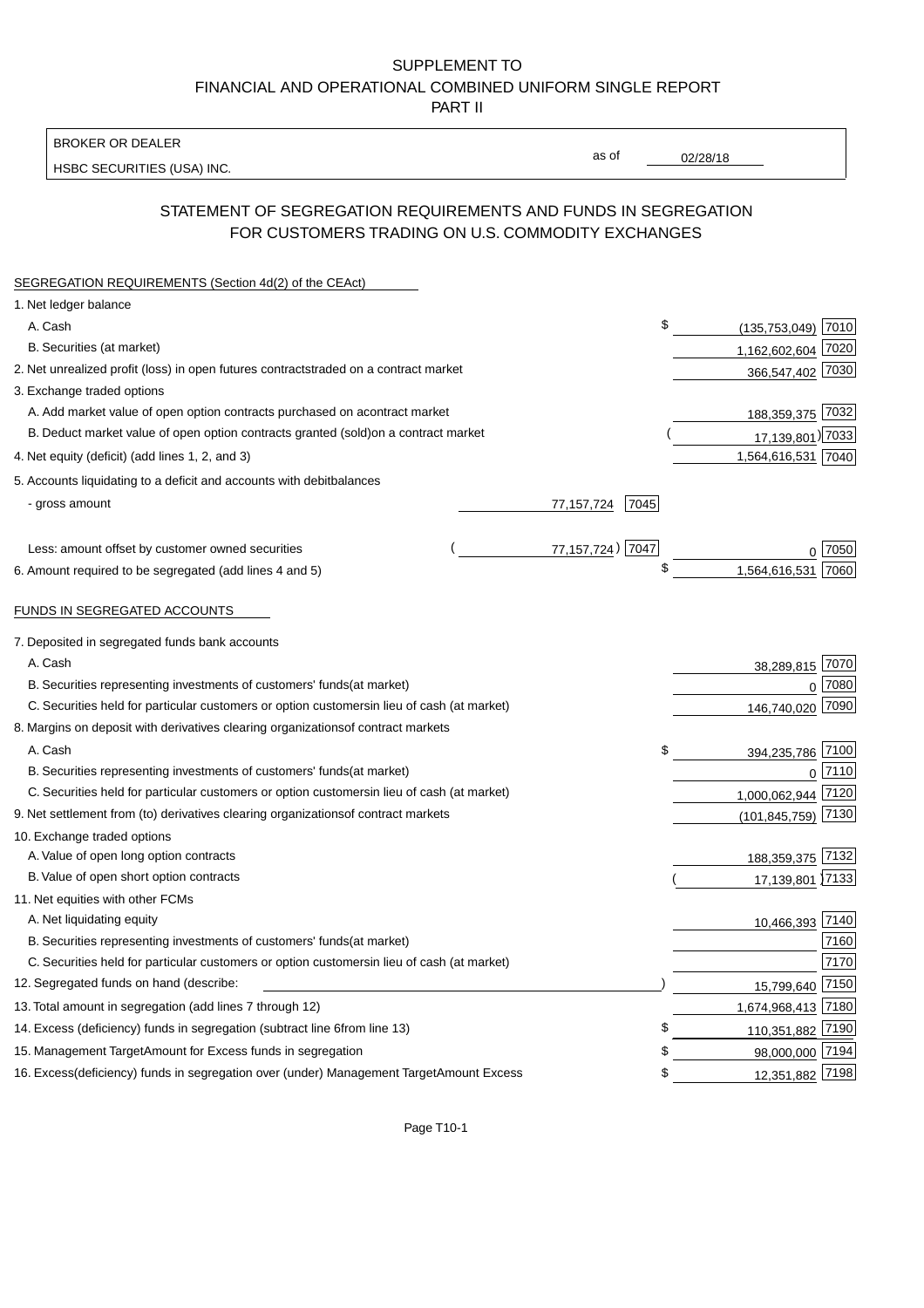SUPPLEMENT TO
FINANCIAL AND OPERATIONAL COMBINED UNIFORM SINGLE REPORT
PART II

| BROKER OR DEALER | | |
|---|---|---|
| HSBC SECURITIES (USA) INC. | as of | 02/28/18 |

## STATEMENT OF SEGREGATION REQUIREMENTS AND FUNDS IN SEGREGATION FOR CUSTOMERS TRADING ON U.S. COMMODITY EXCHANGES

| | | | | |
|---|---|---|---|---|
| SEGREGATION REQUIREMENTS (Section 4d(2) of the CEAct) | | | | |
| 1. Net ledger balance | | | | |
| A. Cash | | | $ (135,753,049) | 7010 |
| B. Securities (at market) | | | 1,162,602,604 | 7020 |
| 2. Net unrealized profit (loss) in open futures contracts traded on a contract market | | | 366,547,402 | 7030 |
| 3. Exchange traded options | | | | |
| A. Add market value of open option contracts purchased on a contract market | | | 188,359,375 | 7032 |
| B. Deduct market value of open option contracts granted (sold) on a contract market | | | (17,139,801) | 7033 |
| 4. Net equity (deficit) (add lines 1, 2, and 3) | | | 1,564,616,531 | 7040 |
| 5. Accounts liquidating to a deficit and accounts with debit balances | | | | |
| - gross amount | 77,157,724 | 7045 | | |
| Less: amount offset by customer owned securities | (77,157,724) | 7047 | 0 | 7050 |
| 6. Amount required to be segregated (add lines 4 and 5) | | | $ 1,564,616,531 | 7060 |
| FUNDS IN SEGREGATED ACCOUNTS | | | | |
| 7. Deposited in segregated funds bank accounts | | | | |
| A. Cash | | | 38,289,815 | 7070 |
| B. Securities representing investments of customers' funds (at market) | | | 0 | 7080 |
| C. Securities held for particular customers or option customers in lieu of cash (at market) | | | 146,740,020 | 7090 |
| 8. Margins on deposit with derivatives clearing organizations of contract markets | | | | |
| A. Cash | | | $ 394,235,786 | 7100 |
| B. Securities representing investments of customers' funds (at market) | | | 0 | 7110 |
| C. Securities held for particular customers or option customers in lieu of cash (at market) | | | 1,000,062,944 | 7120 |
| 9. Net settlement from (to) derivatives clearing organizations of contract markets | | | (101,845,759) | 7130 |
| 10. Exchange traded options | | | | |
| A. Value of open long option contracts | | | 188,359,375 | 7132 |
| B. Value of open short option contracts | | | (17,139,801) | 7133 |
| 11. Net equities with other FCMs | | | | |
| A. Net liquidating equity | | | 10,466,393 | 7140 |
| B. Securities representing investments of customers' funds (at market) | | | | 7160 |
| C. Securities held for particular customers or option customers in lieu of cash (at market) | | | | 7170 |
| 12. Segregated funds on hand (describe: ) | | | 15,799,640 | 7150 |
| 13. Total amount in segregation (add lines 7 through 12) | | | 1,674,968,413 | 7180 |
| 14. Excess (deficiency) funds in segregation (subtract line 6 from line 13) | | | $ 110,351,882 | 7190 |
| 15. Management Target Amount for Excess funds in segregation | | | $ 98,000,000 | 7194 |
| 16. Excess (deficiency) funds in segregation over (under) Management Target Amount Excess | | | $ 12,351,882 | 7198 |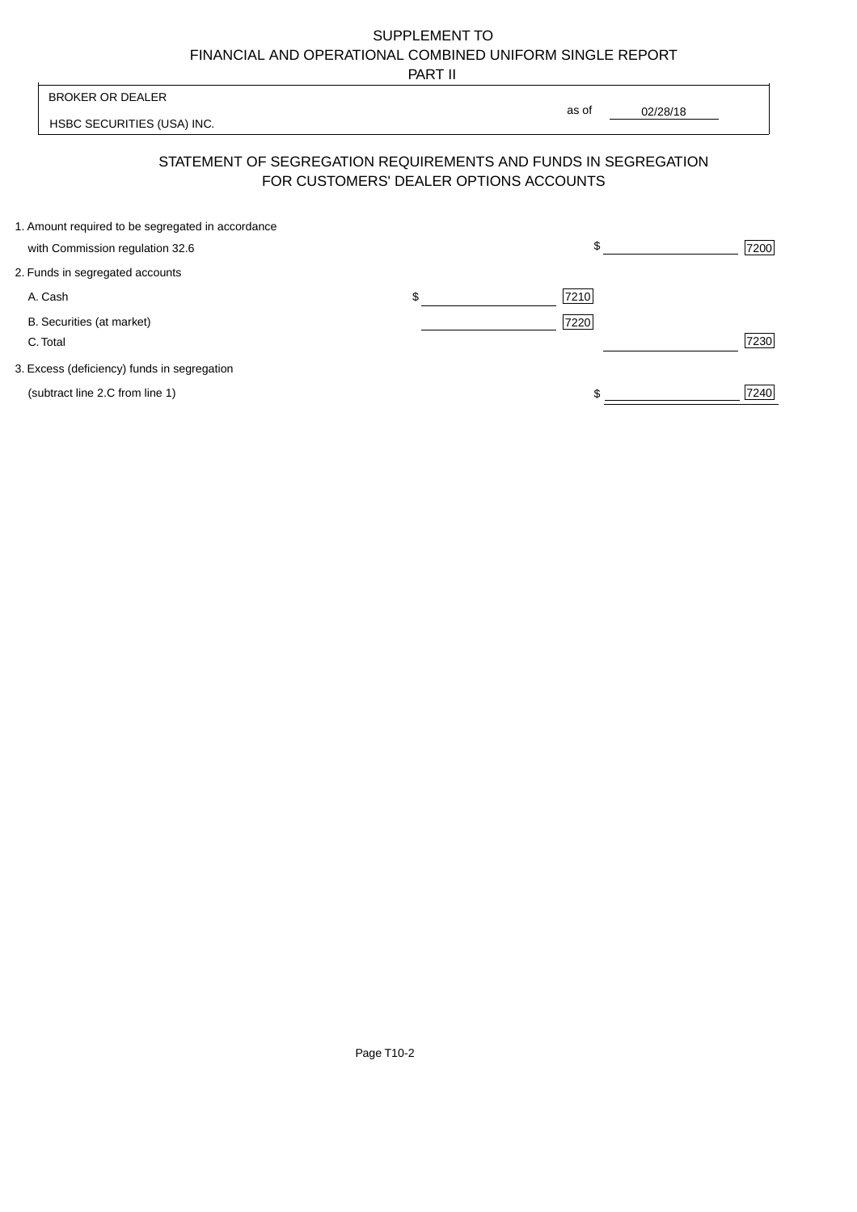SUPPLEMENT TO
FINANCIAL AND OPERATIONAL COMBINED UNIFORM SINGLE REPORT
PART II

BROKER OR DEALER

HSBC SECURITIES (USA) INC.

as of 02/28/18

## STATEMENT OF SEGREGATION REQUIREMENTS AND FUNDS IN SEGREGATION FOR CUSTOMERS' DEALER OPTIONS ACCOUNTS

| | | | | |
|---|---|---|---|---|
| 1. Amount required to be segregated in accordance with Commission regulation 32.6 | | | $ | 7200 |
| 2. Funds in segregated accounts | | | | |
| A. Cash | $ | 7210 | | |
| B. Securities (at market) | | 7220 | | |
| C. Total | | | | 7230 |
| 3. Excess (deficiency) funds in segregation (subtract line 2.C from line 1) | | | $ | 7240 |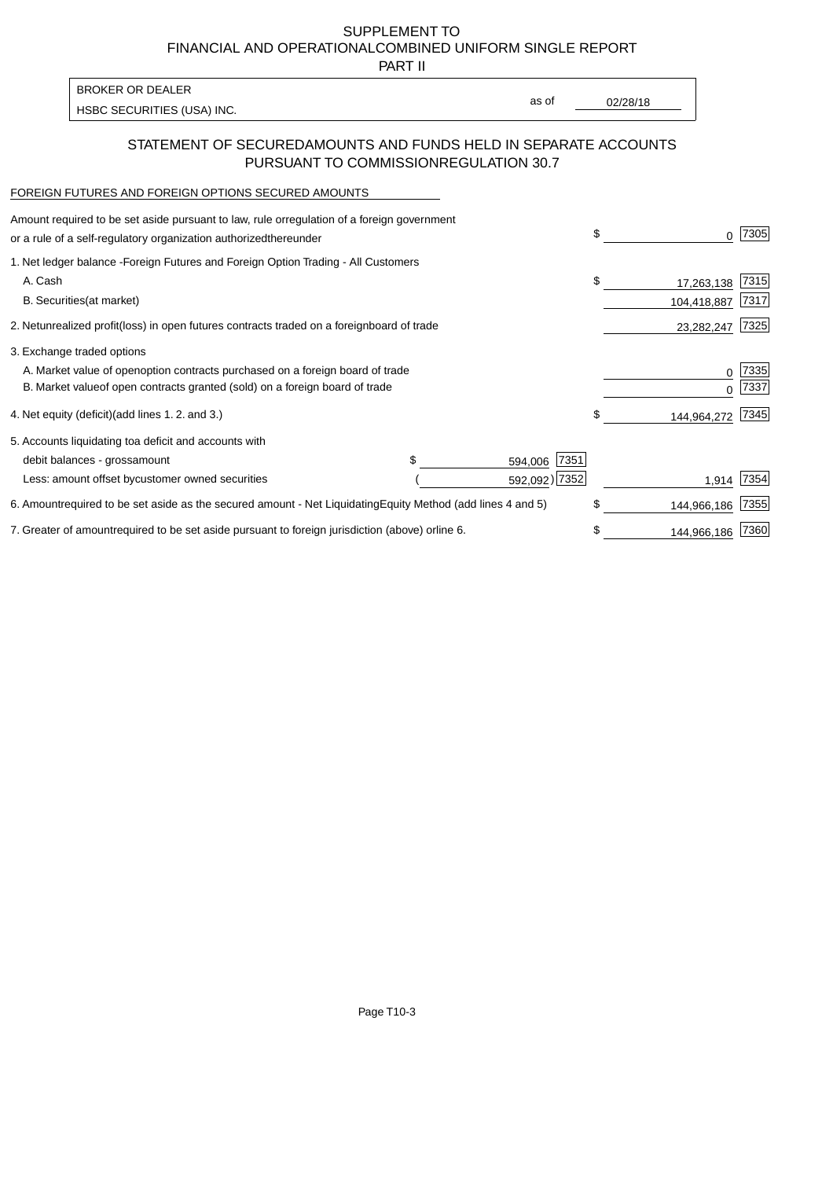SUPPLEMENT TO
FINANCIAL AND OPERATIONAL COMBINED UNIFORM SINGLE REPORT
PART II

BROKER OR DEALER
HSBC SECURITIES (USA) INC.

as of 02/28/18

## STATEMENT OF SECURED AMOUNTS AND FUNDS HELD IN SEPARATE ACCOUNTS PURSUANT TO COMMISSION REGULATION 30.7

FOREIGN FUTURES AND FOREIGN OPTIONS SECURED AMOUNTS

| | | | | |
|---|---|---|---|---|
| Amount required to be set aside pursuant to law, rule or regulation of a foreign government or a rule of a self-regulatory organization authorized thereunder | | | $ 0 | 7305 |
| 1. Net ledger balance - Foreign Futures and Foreign Option Trading - All Customers | | | | |
| A. Cash | | | $ 17,263,138 | 7315 |
| B. Securities (at market) | | | 104,418,887 | 7317 |
| 2. Net unrealized profit (loss) in open futures contracts traded on a foreign board of trade | | | 23,282,247 | 7325 |
| 3. Exchange traded options | | | | |
| A. Market value of open option contracts purchased on a foreign board of trade | | | 0 | 7335 |
| B. Market value of open contracts granted (sold) on a foreign board of trade | | | 0 | 7337 |
| 4. Net equity (deficit) (add lines 1. 2. and 3.) | | | $ 144,964,272 | 7345 |
| 5. Accounts liquidating to a deficit and accounts with debit balances - gross amount | $ 594,006 | 7351 | | |
| Less: amount offset by customer owned securities | (592,092) | 7352 | 1,914 | 7354 |
| 6. Amount required to be set aside as the secured amount - Net Liquidating Equity Method (add lines 4 and 5) | | | $ 144,966,186 | 7355 |
| 7. Greater of amount required to be set aside pursuant to foreign jurisdiction (above) or line 6. | | | $ 144,966,186 | 7360 |

Page T10-3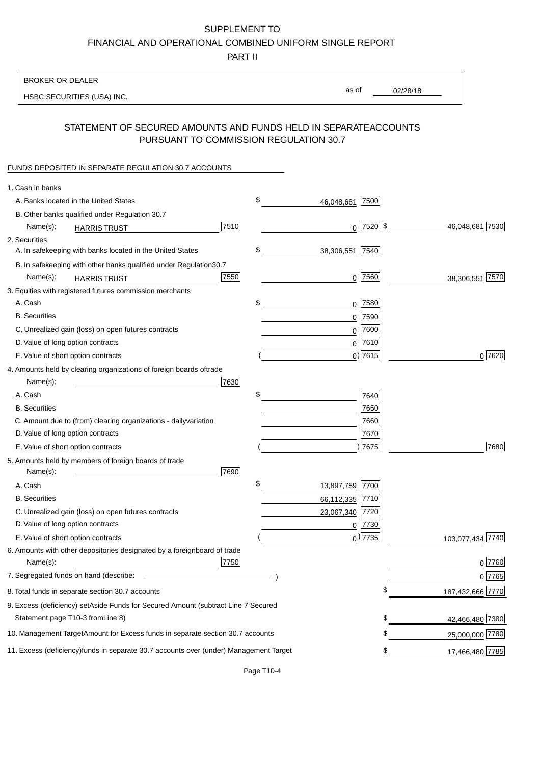SUPPLEMENT TO

FINANCIAL AND OPERATIONAL COMBINED UNIFORM SINGLE REPORT

PART II

BROKER OR DEALER

HSBC SECURITIES (USA) INC.

as of 02/28/18

## STATEMENT OF SECURED AMOUNTS AND FUNDS HELD IN SEPARATE ACCOUNTS PURSUANT TO COMMISSION REGULATION 30.7

FUNDS DEPOSITED IN SEPARATE REGULATION 30.7 ACCOUNTS

| | | | |
|---|---|---|---|
| 1. Cash in banks | | | |
| A. Banks located in the United States | | $ 46,048,681 [7500] | |
| B. Other banks qualified under Regulation 30.7 | | | |
| Name(s): HARRIS TRUST | [7510] | 0 [7520] | $ 46,048,681 [7530] |
| 2. Securities | | | |
| A. In safekeeping with banks located in the United States | | $ 38,306,551 [7540] | |
| B. In safekeeping with other banks qualified under Regulation 30.7 | | | |
| Name(s): HARRIS TRUST | [7550] | 0 [7560] | 38,306,551 [7570] |
| 3. Equities with registered futures commission merchants | | | |
| A. Cash | | $ 0 [7580] | |
| B. Securities | | 0 [7590] | |
| C. Unrealized gain (loss) on open futures contracts | | 0 [7600] | |
| D. Value of long option contracts | | 0 [7610] | |
| E. Value of short option contracts | | ( 0 ) [7615] | 0 [7620] |
| 4. Amounts held by clearing organizations of foreign boards of trade | | | |
| Name(s): | [7630] | | |
| A. Cash | | $ [7640] | |
| B. Securities | | [7650] | |
| C. Amount due to (from) clearing organizations - daily variation | | [7660] | |
| D. Value of long option contracts | | [7670] | |
| E. Value of short option contracts | | ( ) [7675] | [7680] |
| 5. Amounts held by members of foreign boards of trade | | | |
| Name(s): | [7690] | | |
| A. Cash | | $ 13,897,759 [7700] | |
| B. Securities | | 66,112,335 [7710] | |
| C. Unrealized gain (loss) on open futures contracts | | 23,067,340 [7720] | |
| D. Value of long option contracts | | 0 [7730] | |
| E. Value of short option contracts | | ( 0 ) [7735] | 103,077,434 [7740] |
| 6. Amounts with other depositories designated by a foreign board of trade | | | |
| Name(s): | [7750] | | 0 [7760] |
| 7. Segregated funds on hand (describe: ) | | | 0 [7765] |
| 8. Total funds in separate section 30.7 accounts | | | $ 187,432,666 [7770] |
| 9. Excess (deficiency) set Aside Funds for Secured Amount (subtract Line 7 Secured Statement page T10-3 from Line 8) | | | $ 42,466,480 [7380] |
| 10. Management Target Amount for Excess funds in separate section 30.7 accounts | | | $ 25,000,000 [7780] |
| 11. Excess (deficiency) funds in separate 30.7 accounts over (under) Management Target | | | $ 17,466,480 [7785] |

Page T10-4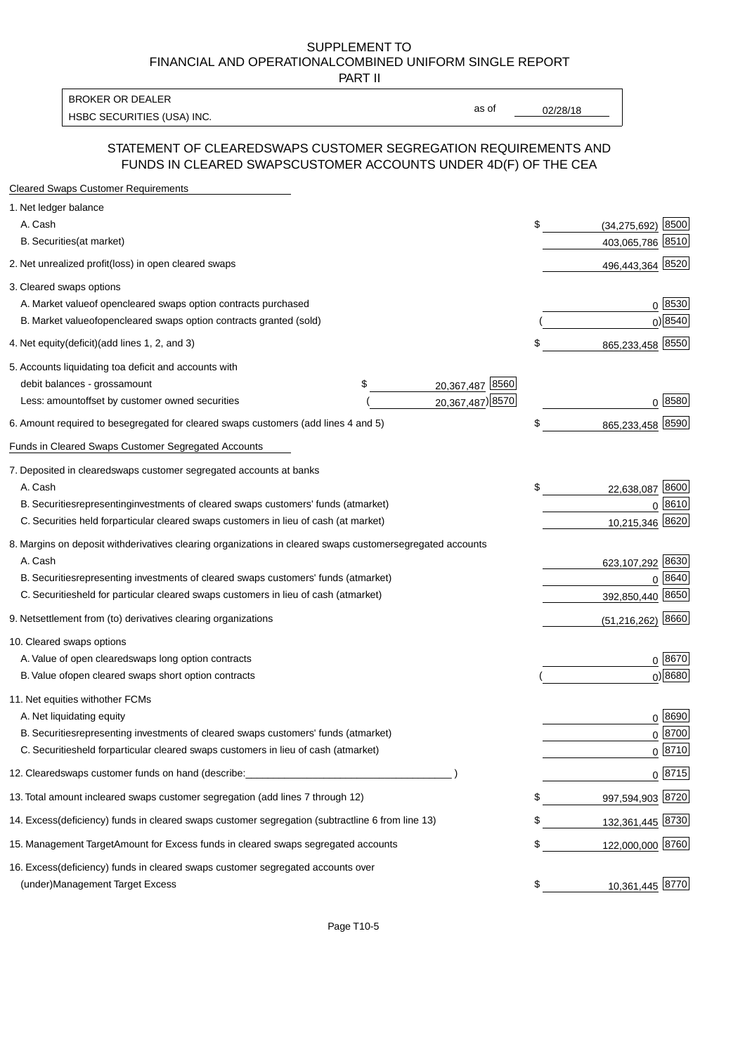SUPPLEMENT TO
FINANCIAL AND OPERATIONALCOMBINED UNIFORM SINGLE REPORT
PART II

| BROKER OR DEALER | | |
|---|---|---|
| HSBC SECURITIES (USA) INC. | as of | 02/28/18 |

## STATEMENT OF CLEAREDSWAPS CUSTOMER SEGREGATION REQUIREMENTS AND FUNDS IN CLEARED SWAPSCUSTOMER ACCOUNTS UNDER 4D(F) OF THE CEA

| Cleared Swaps Customer Requirements | | | | |
|---|---|---|---|---|
| 1. Net ledger balance | | | | |
| A. Cash | | | $ (34,275,692) | 8500 |
| B. Securities(at market) | | | 403,065,786 | 8510 |
| 2. Net unrealized profit(loss) in open cleared swaps | | | 496,443,364 | 8520 |
| 3. Cleared swaps options | | | | |
| A. Market valueof opencleared swaps option contracts purchased | | | 0 | 8530 |
| B. Market valueofopencleared swaps option contracts granted (sold) | | | ( 0) | 8540 |
| 4. Net equity(deficit)(add lines 1, 2, and 3) | | | $ 865,233,458 | 8550 |
| 5. Accounts liquidating toa deficit and accounts with | | | | |
| debit balances - grossamount | $ 20,367,487 | 8560 | | |
| Less: amountoffset by customer owned securities | ( 20,367,487) | 8570 | 0 | 8580 |
| 6. Amount required to besegregated for cleared swaps customers (add lines 4 and 5) | | | $ 865,233,458 | 8590 |
| **Funds in Cleared Swaps Customer Segregated Accounts** | | | | |
| 7. Deposited in clearedswaps customer segregated accounts at banks | | | | |
| A. Cash | | | $ 22,638,087 | 8600 |
| B. Securitiesrepresentinginvestments of cleared swaps customers' funds (atmarket) | | | 0 | 8610 |
| C. Securities held forparticular cleared swaps customers in lieu of cash (at market) | | | 10,215,346 | 8620 |
| 8. Margins on deposit withderivatives clearing organizations in cleared swaps customersegregated accounts | | | | |
| A. Cash | | | 623,107,292 | 8630 |
| B. Securitiesrepresenting investments of cleared swaps customers' funds (atmarket) | | | 0 | 8640 |
| C. Securitiesheld for particular cleared swaps customers in lieu of cash (atmarket) | | | 392,850,440 | 8650 |
| 9. Netsettlement from (to) derivatives clearing organizations | | | (51,216,262) | 8660 |
| 10. Cleared swaps options | | | | |
| A. Value of open clearedswaps long option contracts | | | 0 | 8670 |
| B. Value ofopen cleared swaps short option contracts | | | ( 0) | 8680 |
| 11. Net equities withother FCMs | | | | |
| A. Net liquidating equity | | | 0 | 8690 |
| B. Securitiesrepresenting investments of cleared swaps customers' funds (atmarket) | | | 0 | 8700 |
| C. Securitiesheld forparticular cleared swaps customers in lieu of cash (atmarket) | | | 0 | 8710 |
| 12. Clearedswaps customer funds on hand (describe:___________________________________ ) | | | 0 | 8715 |
| 13. Total amount incleared swaps customer segregation (add lines 7 through 12) | | | $ 997,594,903 | 8720 |
| 14. Excess(deficiency) funds in cleared swaps customer segregation (subtractline 6 from line 13) | | | $ 132,361,445 | 8730 |
| 15. Management TargetAmount for Excess funds in cleared swaps segregated accounts | | | $ 122,000,000 | 8760 |
| 16. Excess(deficiency) funds in cleared swaps customer segregated accounts over (under)Management Target Excess | | | $ 10,361,445 | 8770 |

Page T10-5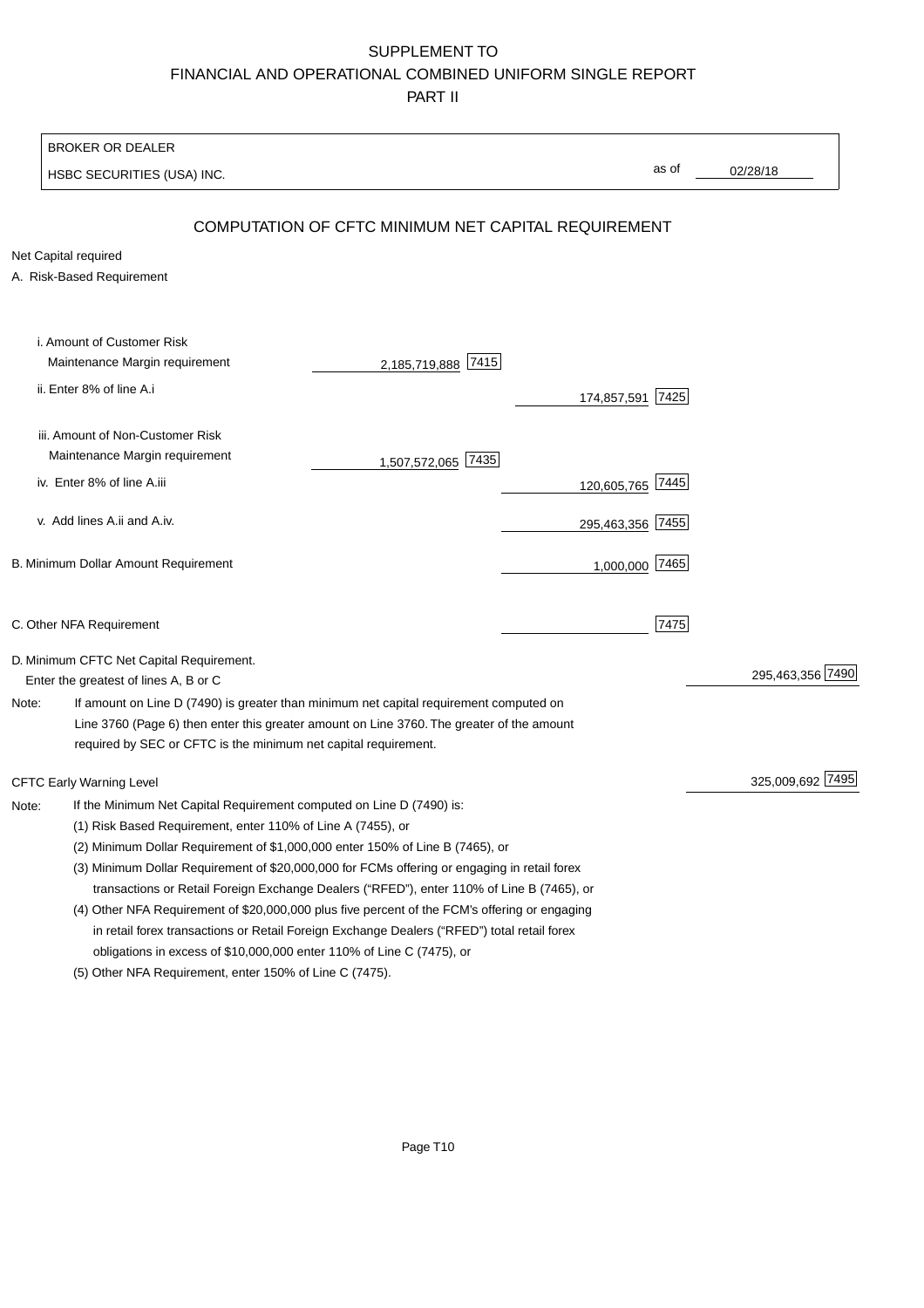# SUPPLEMENT TO
# FINANCIAL AND OPERATIONAL COMBINED UNIFORM SINGLE REPORT
# PART II

| | |
|---|---|
| BROKER OR DEALER | |
| HSBC SECURITIES (USA) INC. | as of 02/28/18 |

## COMPUTATION OF CFTC MINIMUM NET CAPITAL REQUIREMENT

Net Capital required

A. Risk-Based Requirement

| | | | |
|---|---|---|---|
| i. Amount of Customer Risk Maintenance Margin requirement | 2,185,719,888 [7415] | | |
| ii. Enter 8% of line A.i | | 174,857,591 [7425] | |
| iii. Amount of Non-Customer Risk Maintenance Margin requirement | 1,507,572,065 [7435] | | |
| iv. Enter 8% of line A.iii | | 120,605,765 [7445] | |
| v. Add lines A.ii and A.iv. | | 295,463,356 [7455] | |
| B. Minimum Dollar Amount Requirement | | 1,000,000 [7465] | |
| C. Other NFA Requirement | | [7475] | |
| D. Minimum CFTC Net Capital Requirement. Enter the greatest of lines A, B or C | | | 295,463,356 [7490] |

Note: If amount on Line D (7490) is greater than minimum net capital requirement computed on Line 3760 (Page 6) then enter this greater amount on Line 3760. The greater of the amount required by SEC or CFTC is the minimum net capital requirement.

CFTC Early Warning Level — 325,009,692 [7495]

Note: If the Minimum Net Capital Requirement computed on Line D (7490) is:

(1) Risk Based Requirement, enter 110% of Line A (7455), or

(2) Minimum Dollar Requirement of $1,000,000 enter 150% of Line B (7465), or

(3) Minimum Dollar Requirement of $20,000,000 for FCMs offering or engaging in retail forex transactions or Retail Foreign Exchange Dealers ("RFED"), enter 110% of Line B (7465), or

(4) Other NFA Requirement of $20,000,000 plus five percent of the FCM's offering or engaging in retail forex transactions or Retail Foreign Exchange Dealers ("RFED") total retail forex obligations in excess of $10,000,000 enter 110% of Line C (7475), or

(5) Other NFA Requirement, enter 150% of Line C (7475).